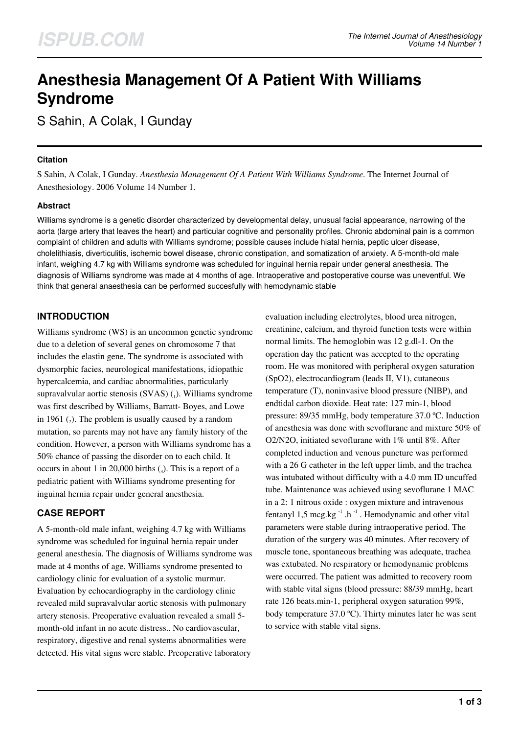# Anesthesia Management Of A Patient With Williams Syndrome

S Sahin, A Colak, I Gunday

### Citation

S Sahin, A Colak, I Gunday. *Anesthesia Management Of A Patient With Williams Syndrome*. The Internet Journal of Anesthesiology. 2006 Volume 14 Number 1.

### Abstract

Williams syndrome is a genetic disorder characterized by developmental delay, unusual facial appearance, narrowing of the aorta (large artery that leaves the heart) and particular cognitive and personality profiles. Chronic abdominal pain is a common complaint of children and adults with Williams syndrome; possible causes include hiatal hernia, peptic ulcer disease, cholelithiasis, diverticulitis, ischemic bowel disease, chronic constipation, and somatization of anxiety. A 5-month-old male infant, weighing 4.7 kg with Williams syndrome was scheduled for inguinal hernia repair under general anesthesia. The diagnosis of Williams syndrome was made at 4 months of age. Intraoperative and postoperative course was uneventful. We think that general anaesthesia can be performed succesfully with hemodynamic stable

## INTRODUCTION

Williams syndrome (WS) is an uncommon genetic syndrome due to a deletion of several genes on chromosome 7 that includes the elastin gene. The syndrome is associated with dysmorphic facies, neurological manifestations, idiopathic hypercalcemia, and cardiac abnormalities, particularly supravalvular aortic stenosis (SVAS) ([1]). Williams syndrome was first described by Williams, Barratt- Boyes, and Lowe in 1961 ([2]). The problem is usually caused by a random mutation, so parents may not have any family history of the condition. However, a person with Williams syndrome has a 50% chance of passing the disorder on to each child. It occurs in about 1 in 20,000 births ([3]). This is a report of a pediatric patient with Williams syndrome presenting for inguinal hernia repair under general anesthesia.

## CASE REPORT

A 5-month-old male infant, weighing 4.7 kg with Williams syndrome was scheduled for inguinal hernia repair under general anesthesia. The diagnosis of Williams syndrome was made at 4 months of age. Williams syndrome presented to cardiology clinic for evaluation of a systolic murmur. Evaluation by echocardiography in the cardiology clinic revealed mild supravalvular aortic stenosis with pulmonary artery stenosis. Preoperative evaluation revealed a small 5-month-old infant in no acute distress.. No cardiovascular, respiratory, digestive and renal systems abnormalities were detected. His vital signs were stable. Preoperative laboratory evaluation including electrolytes, blood urea nitrogen, creatinine, calcium, and thyroid function tests were within normal limits. The hemoglobin was 12 g.dl-1. On the operation day the patient was accepted to the operating room. He was monitored with peripheral oxygen saturation (SpO2), electrocardiogram (leads II, V1), cutaneous temperature (T), noninvasive blood pressure (NIBP), and endtidal carbon dioxide. Heat rate: 127 min-1, blood pressure: 89/35 mmHg, body temperature 37.0 ºC. Induction of anesthesia was done with sevoflurane and mixture 50% of O2/N2O, initiated sevoflurane with 1% until 8%. After completed induction and venous puncture was performed with a 26 G catheter in the left upper limb, and the trachea was intubated without difficulty with a 4.0 mm ID uncuffed tube. Maintenance was achieved using sevoflurane 1 MAC in a 2: 1 nitrous oxide : oxygen mixture and intravenous fentanyl 1,5 mcg.kg $^{-1}$ .h $^{-1}$ . Hemodynamic and other vital parameters were stable during intraoperative period. The duration of the surgery was 40 minutes. After recovery of muscle tone, spontaneous breathing was adequate, trachea was extubated. No respiratory or hemodynamic problems were occurred. The patient was admitted to recovery room with stable vital signs (blood pressure: 88/39 mmHg, heart rate 126 beats.min-1, peripheral oxygen saturation 99%, body temperature 37.0 ºC). Thirty minutes later he was sent to service with stable vital signs.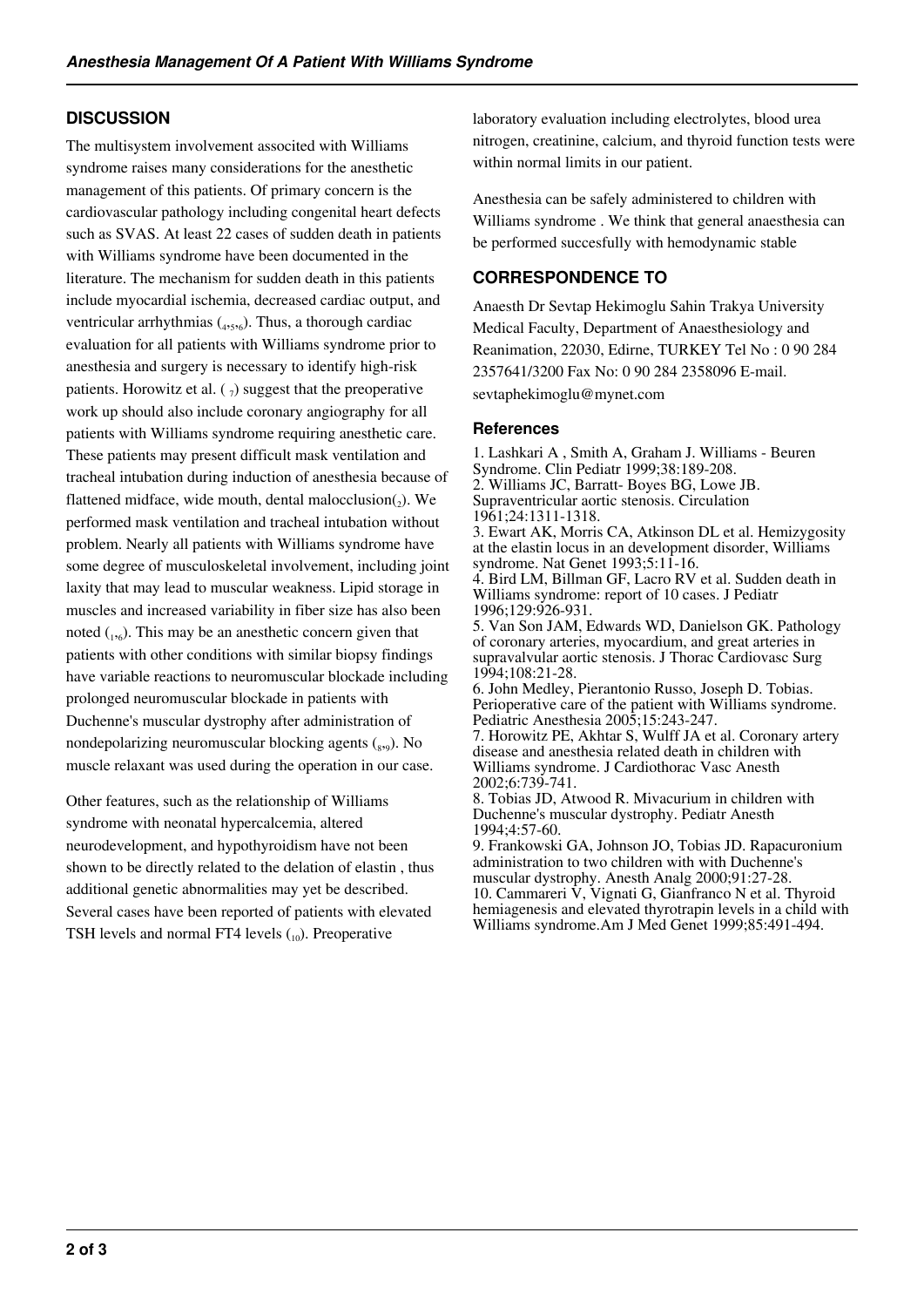## DISCUSSION

The multisystem involvement associted with Williams syndrome raises many considerations for the anesthetic management of this patients. Of primary concern is the cardiovascular pathology including congenital heart defects such as SVAS. At least 22 cases of sudden death in patients with Williams syndrome have been documented in the literature. The mechanism for sudden death in this patients include myocardial ischemia, decreased cardiac output, and ventricular arrhythmias ([4,5,6]). Thus, a thorough cardiac evaluation for all patients with Williams syndrome prior to anesthesia and surgery is necessary to identify high-risk patients. Horowitz et al. ([7]) suggest that the preoperative work up should also include coronary angiography for all patients with Williams syndrome requiring anesthetic care. These patients may present difficult mask ventilation and tracheal intubation during induction of anesthesia because of flattened midface, wide mouth, dental malocclusion([2]). We performed mask ventilation and tracheal intubation without problem. Nearly all patients with Williams syndrome have some degree of musculoskeletal involvement, including joint laxity that may lead to muscular weakness. Lipid storage in muscles and increased variability in fiber size has also been noted ([1,6]). This may be an anesthetic concern given that patients with other conditions with similar biopsy findings have variable reactions to neuromuscular blockade including prolonged neuromuscular blockade in patients with Duchenne's muscular dystrophy after administration of nondepolarizing neuromuscular blocking agents ([8,9]). No muscle relaxant was used during the operation in our case.

Other features, such as the relationship of Williams syndrome with neonatal hypercalcemia, altered neurodevelopment, and hypothyroidism have not been shown to be directly related to the delation of elastin , thus additional genetic abnormalities may yet be described. Several cases have been reported of patients with elevated TSH levels and normal FT4 levels ([10]). Preoperative laboratory evaluation including electrolytes, blood urea nitrogen, creatinine, calcium, and thyroid function tests were within normal limits in our patient.

Anesthesia can be safely administered to children with Williams syndrome . We think that general anaesthesia can be performed succesfully with hemodynamic stable

## CORRESPONDENCE TO

Anaesth Dr Sevtap Hekimoglu Sahin Trakya University Medical Faculty, Department of Anaesthesiology and Reanimation, 22030, Edirne, TURKEY Tel No : 0 90 284 2357641/3200 Fax No: 0 90 284 2358096 E-mail. sevtaphekimoglu@mynet.com

### References

1. Lashkari A , Smith A, Graham J. Williams - Beuren Syndrome. Clin Pediatr 1999;38:189-208.
2. Williams JC, Barratt- Boyes BG, Lowe JB. Supraventricular aortic stenosis. Circulation 1961;24:1311-1318.
3. Ewart AK, Morris CA, Atkinson DL et al. Hemizygosity at the elastin locus in an development disorder, Williams syndrome. Nat Genet 1993;5:11-16.
4. Bird LM, Billman GF, Lacro RV et al. Sudden death in Williams syndrome: report of 10 cases. J Pediatr 1996;129:926-931.
5. Van Son JAM, Edwards WD, Danielson GK. Pathology of coronary arteries, myocardium, and great arteries in supravalvular aortic stenosis. J Thorac Cardiovasc Surg 1994;108:21-28.
6. John Medley, Pierantonio Russo, Joseph D. Tobias. Perioperative care of the patient with Williams syndrome. Pediatric Anesthesia 2005;15:243-247.
7. Horowitz PE, Akhtar S, Wulff JA et al. Coronary artery disease and anesthesia related death in children with Williams syndrome. J Cardiothorac Vasc Anesth 2002;6:739-741.
8. Tobias JD, Atwood R. Mivacurium in children with Duchenne's muscular dystrophy. Pediatr Anesth 1994;4:57-60.
9. Frankowski GA, Johnson JO, Tobias JD. Rapacuronium administration to two children with with Duchenne's muscular dystrophy. Anesth Analg 2000;91:27-28.
10. Cammareri V, Vignati G, Gianfranco N et al. Thyroid hemiagenesis and elevated thyrotrapin levels in a child with Williams syndrome.Am J Med Genet 1999;85:491-494.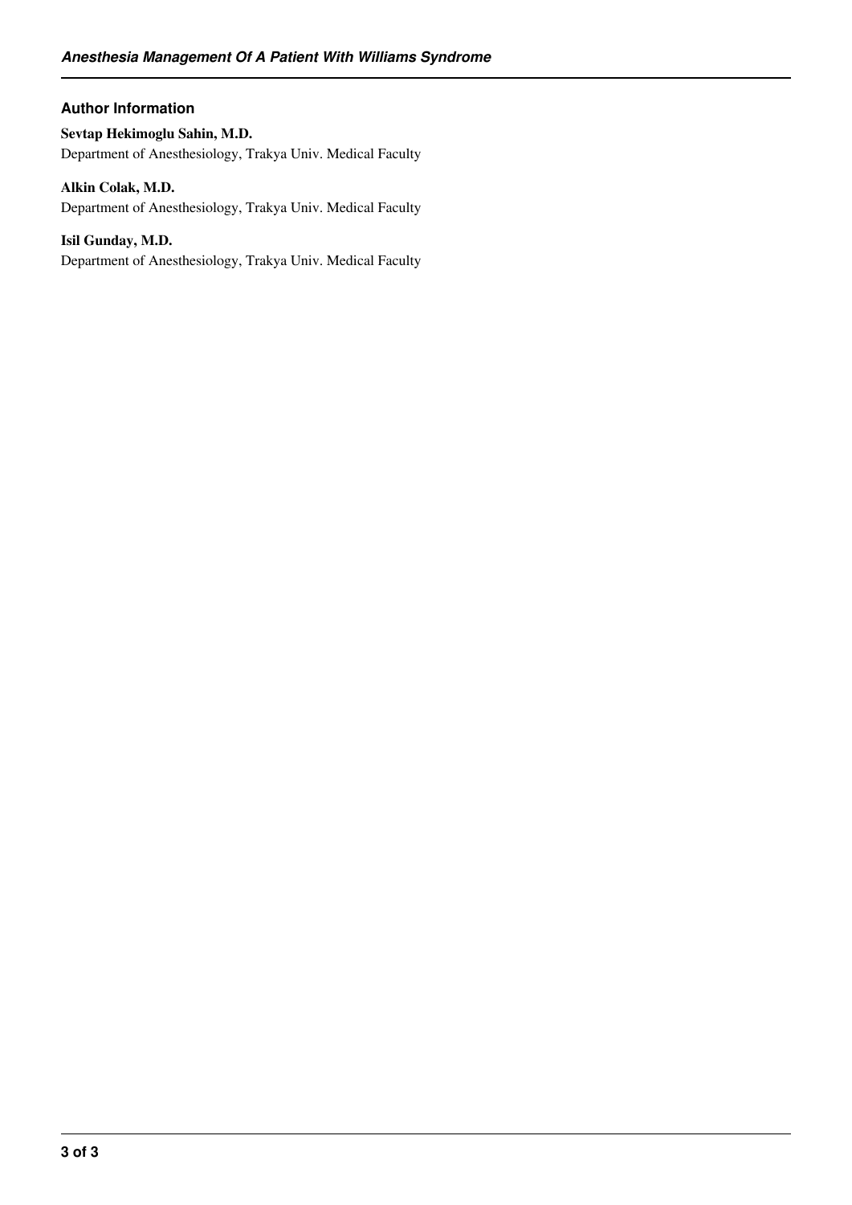### Author Information

**Sevtap Hekimoglu Sahin, M.D.**
Department of Anesthesiology, Trakya Univ. Medical Faculty

**Alkin Colak, M.D.**
Department of Anesthesiology, Trakya Univ. Medical Faculty

**Isil Gunday, M.D.**
Department of Anesthesiology, Trakya Univ. Medical Faculty